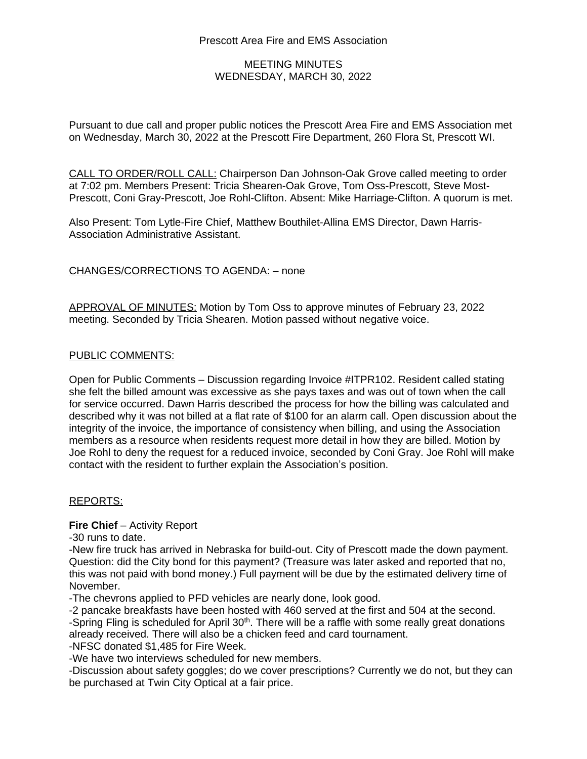Prescott Area Fire and EMS Association

MEETING MINUTES
WEDNESDAY, MARCH 30, 2022

Pursuant to due call and proper public notices the Prescott Area Fire and EMS Association met on Wednesday, March 30, 2022 at the Prescott Fire Department, 260 Flora St, Prescott WI.

CALL TO ORDER/ROLL CALL: Chairperson Dan Johnson-Oak Grove called meeting to order at 7:02 pm. Members Present: Tricia Shearen-Oak Grove, Tom Oss-Prescott, Steve Most-Prescott, Coni Gray-Prescott, Joe Rohl-Clifton. Absent: Mike Harriage-Clifton. A quorum is met.

Also Present: Tom Lytle-Fire Chief, Matthew Bouthilet-Allina EMS Director, Dawn Harris-Association Administrative Assistant.

CHANGES/CORRECTIONS TO AGENDA: – none

APPROVAL OF MINUTES: Motion by Tom Oss to approve minutes of February 23, 2022 meeting. Seconded by Tricia Shearen. Motion passed without negative voice.

PUBLIC COMMENTS:

Open for Public Comments – Discussion regarding Invoice #ITPR102. Resident called stating she felt the billed amount was excessive as she pays taxes and was out of town when the call for service occurred. Dawn Harris described the process for how the billing was calculated and described why it was not billed at a flat rate of $100 for an alarm call. Open discussion about the integrity of the invoice, the importance of consistency when billing, and using the Association members as a resource when residents request more detail in how they are billed. Motion by Joe Rohl to deny the request for a reduced invoice, seconded by Coni Gray. Joe Rohl will make contact with the resident to further explain the Association's position.

REPORTS:

**Fire Chief** – Activity Report

-30 runs to date.

-New fire truck has arrived in Nebraska for build-out. City of Prescott made the down payment. Question: did the City bond for this payment? (Treasure was later asked and reported that no, this was not paid with bond money.) Full payment will be due by the estimated delivery time of November.

-The chevrons applied to PFD vehicles are nearly done, look good.

-2 pancake breakfasts have been hosted with 460 served at the first and 504 at the second.

-Spring Fling is scheduled for April 30th. There will be a raffle with some really great donations already received. There will also be a chicken feed and card tournament.

-NFSC donated $1,485 for Fire Week.

-We have two interviews scheduled for new members.

-Discussion about safety goggles; do we cover prescriptions? Currently we do not, but they can be purchased at Twin City Optical at a fair price.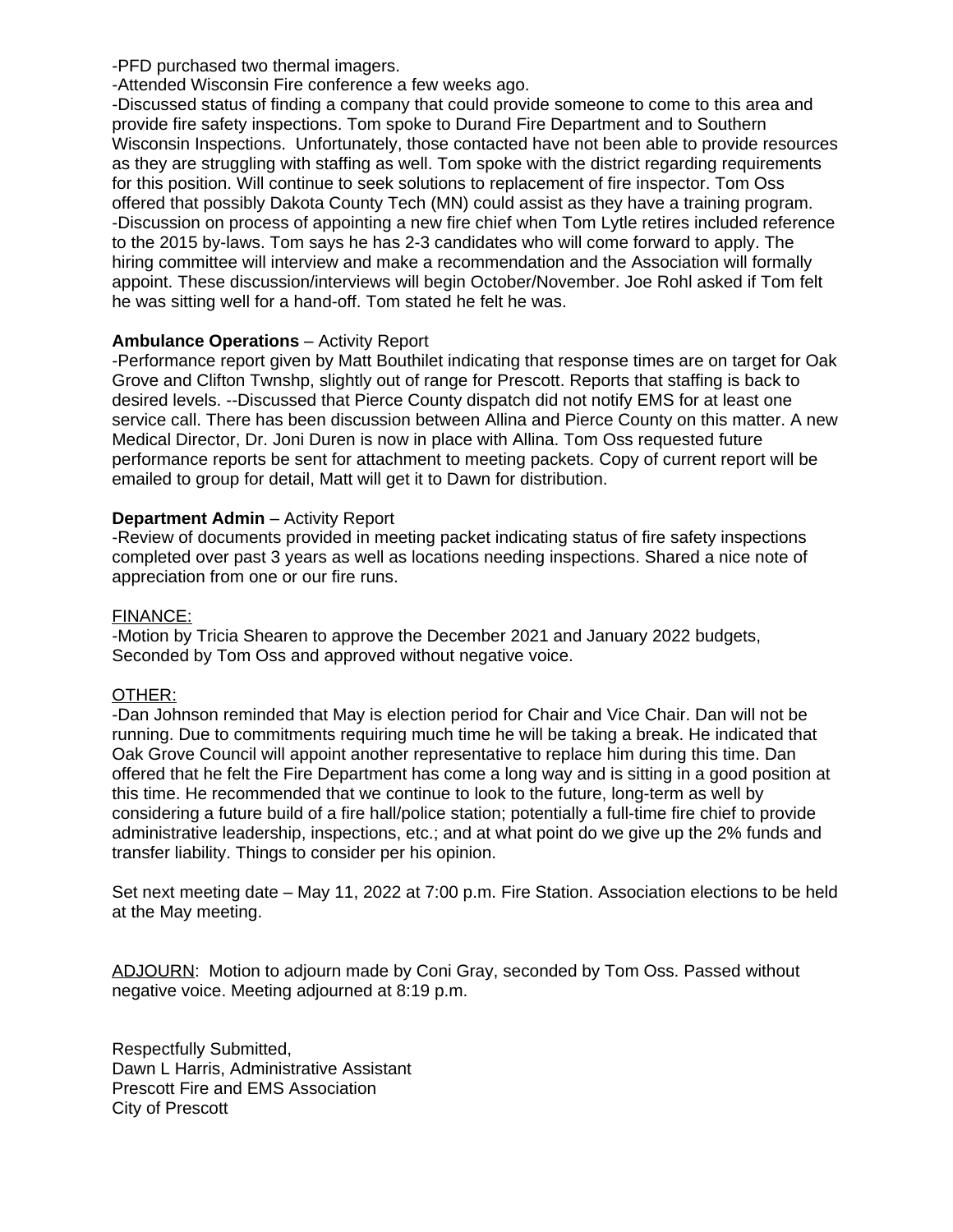-PFD purchased two thermal imagers.
-Attended Wisconsin Fire conference a few weeks ago.
-Discussed status of finding a company that could provide someone to come to this area and provide fire safety inspections. Tom spoke to Durand Fire Department and to Southern Wisconsin Inspections. Unfortunately, those contacted have not been able to provide resources as they are struggling with staffing as well. Tom spoke with the district regarding requirements for this position. Will continue to seek solutions to replacement of fire inspector. Tom Oss offered that possibly Dakota County Tech (MN) could assist as they have a training program.
-Discussion on process of appointing a new fire chief when Tom Lytle retires included reference to the 2015 by-laws. Tom says he has 2-3 candidates who will come forward to apply. The hiring committee will interview and make a recommendation and the Association will formally appoint. These discussion/interviews will begin October/November. Joe Rohl asked if Tom felt he was sitting well for a hand-off. Tom stated he felt he was.

**Ambulance Operations** – Activity Report
-Performance report given by Matt Bouthilet indicating that response times are on target for Oak Grove and Clifton Twnshp, slightly out of range for Prescott. Reports that staffing is back to desired levels. --Discussed that Pierce County dispatch did not notify EMS for at least one service call. There has been discussion between Allina and Pierce County on this matter. A new Medical Director, Dr. Joni Duren is now in place with Allina. Tom Oss requested future performance reports be sent for attachment to meeting packets. Copy of current report will be emailed to group for detail, Matt will get it to Dawn for distribution.

**Department Admin** – Activity Report
-Review of documents provided in meeting packet indicating status of fire safety inspections completed over past 3 years as well as locations needing inspections. Shared a nice note of appreciation from one or our fire runs.

FINANCE:
-Motion by Tricia Shearen to approve the December 2021 and January 2022 budgets, Seconded by Tom Oss and approved without negative voice.

OTHER:
-Dan Johnson reminded that May is election period for Chair and Vice Chair. Dan will not be running. Due to commitments requiring much time he will be taking a break. He indicated that Oak Grove Council will appoint another representative to replace him during this time. Dan offered that he felt the Fire Department has come a long way and is sitting in a good position at this time. He recommended that we continue to look to the future, long-term as well by considering a future build of a fire hall/police station; potentially a full-time fire chief to provide administrative leadership, inspections, etc.; and at what point do we give up the 2% funds and transfer liability. Things to consider per his opinion.

Set next meeting date – May 11, 2022 at 7:00 p.m. Fire Station. Association elections to be held at the May meeting.

ADJOURN: Motion to adjourn made by Coni Gray, seconded by Tom Oss. Passed without negative voice. Meeting adjourned at 8:19 p.m.

Respectfully Submitted,
Dawn L Harris, Administrative Assistant
Prescott Fire and EMS Association
City of Prescott